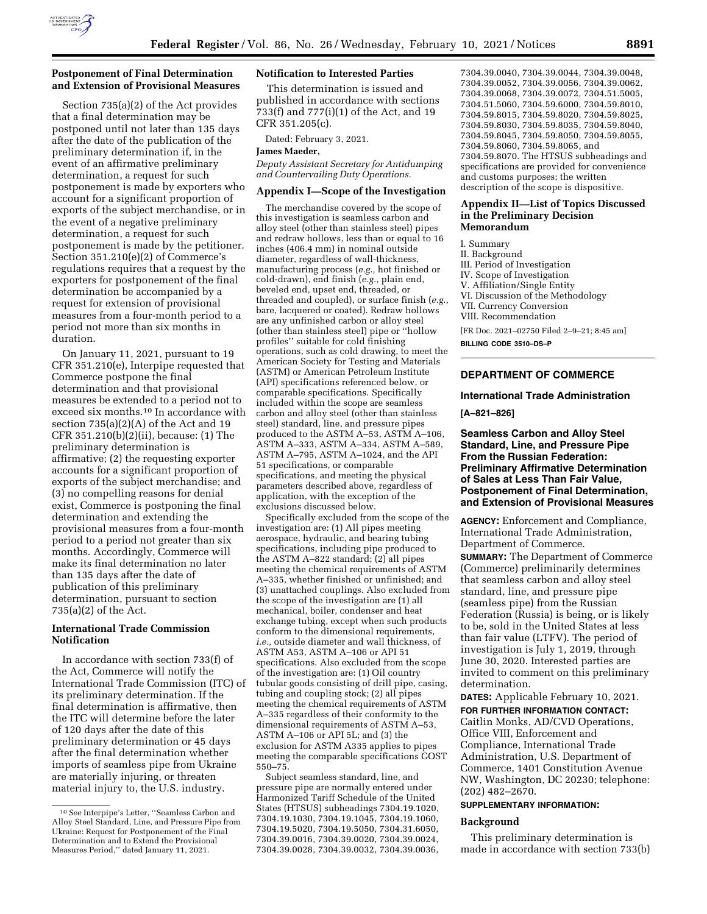### Postponement of Final Determination and Extension of Provisional Measures

Section 735(a)(2) of the Act provides that a final determination may be postponed until not later than 135 days after the date of the publication of the preliminary determination if, in the event of an affirmative preliminary determination, a request for such postponement is made by exporters who account for a significant proportion of exports of the subject merchandise, or in the event of a negative preliminary determination, a request for such postponement is made by the petitioner. Section 351.210(e)(2) of Commerce's regulations requires that a request by the exporters for postponement of the final determination be accompanied by a request for extension of provisional measures from a four-month period to a period not more than six months in duration.

On January 11, 2021, pursuant to 19 CFR 351.210(e), Interpipe requested that Commerce postpone the final determination and that provisional measures be extended to a period not to exceed six months.[10] In accordance with section 735(a)(2)(A) of the Act and 19 CFR 351.210(b)(2)(ii), because: (1) The preliminary determination is affirmative; (2) the requesting exporter accounts for a significant proportion of exports of the subject merchandise; and (3) no compelling reasons for denial exist, Commerce is postponing the final determination and extending the provisional measures from a four-month period to a period not greater than six months. Accordingly, Commerce will make its final determination no later than 135 days after the date of publication of this preliminary determination, pursuant to section 735(a)(2) of the Act.

### International Trade Commission Notification

In accordance with section 733(f) of the Act, Commerce will notify the International Trade Commission (ITC) of its preliminary determination. If the final determination is affirmative, then the ITC will determine before the later of 120 days after the date of this preliminary determination or 45 days after the final determination whether imports of seamless pipe from Ukraine are materially injuring, or threaten material injury to, the U.S. industry.

### Notification to Interested Parties

This determination is issued and published in accordance with sections 733(f) and 777(i)(1) of the Act, and 19 CFR 351.205(c).

Dated: February 3, 2021.

**James Maeder,**

*Deputy Assistant Secretary for Antidumping and Countervailing Duty Operations.*

### Appendix I—Scope of the Investigation

The merchandise covered by the scope of this investigation is seamless carbon and alloy steel (other than stainless steel) pipes and redraw hollows, less than or equal to 16 inches (406.4 mm) in nominal outside diameter, regardless of wall-thickness, manufacturing process (*e.g.,* hot finished or cold-drawn), end finish (*e.g.,* plain end, beveled end, upset end, threaded, or threaded and coupled), or surface finish (*e.g.,* bare, lacquered or coated). Redraw hollows are any unfinished carbon or alloy steel (other than stainless steel) pipe or "hollow profiles" suitable for cold finishing operations, such as cold drawing, to meet the American Society for Testing and Materials (ASTM) or American Petroleum Institute (API) specifications referenced below, or comparable specifications. Specifically included within the scope are seamless carbon and alloy steel (other than stainless steel) standard, line, and pressure pipes produced to the ASTM A–53, ASTM A–106, ASTM A–333, ASTM A–334, ASTM A–589, ASTM A–795, ASTM A–1024, and the API 51 specifications, or comparable specifications, and meeting the physical parameters described above, regardless of application, with the exception of the exclusions discussed below.

Specifically excluded from the scope of the investigation are: (1) All pipes meeting aerospace, hydraulic, and bearing tubing specifications, including pipe produced to the ASTM A–822 standard; (2) all pipes meeting the chemical requirements of ASTM A–335, whether finished or unfinished; and (3) unattached couplings. Also excluded from the scope of the investigation are (1) all mechanical, boiler, condenser and heat exchange tubing, except when such products conform to the dimensional requirements, *i.e.,* outside diameter and wall thickness, of ASTM A53, ASTM A–106 or API 51 specifications. Also excluded from the scope of the investigation are: (1) Oil country tubular goods consisting of drill pipe, casing, tubing and coupling stock; (2) all pipes meeting the chemical requirements of ASTM A–335 regardless of their conformity to the dimensional requirements of ASTM A–53, ASTM A–106 or API 5L; and (3) the exclusion for ASTM A335 applies to pipes meeting the comparable specifications GOST 550–75.

Subject seamless standard, line, and pressure pipe are normally entered under Harmonized Tariff Schedule of the United States (HTSUS) subheadings 7304.19.1020, 7304.19.1030, 7304.19.1045, 7304.19.1060, 7304.19.5020, 7304.19.5050, 7304.31.6050, 7304.39.0016, 7304.39.0020, 7304.39.0024, 7304.39.0028, 7304.39.0032, 7304.39.0036, 7304.39.0040, 7304.39.0044, 7304.39.0048, 7304.39.0052, 7304.39.0056, 7304.39.0062, 7304.39.0068, 7304.39.0072, 7304.51.5005, 7304.51.5060, 7304.59.6000, 7304.59.8010, 7304.59.8015, 7304.59.8020, 7304.59.8025, 7304.59.8030, 7304.59.8035, 7304.59.8040, 7304.59.8045, 7304.59.8050, 7304.59.8055, 7304.59.8060, 7304.59.8065, and 7304.59.8070. The HTSUS subheadings and specifications are provided for convenience and customs purposes; the written description of the scope is dispositive.

### Appendix II—List of Topics Discussed in the Preliminary Decision Memorandum

I. Summary
II. Background
III. Period of Investigation
IV. Scope of Investigation
V. Affiliation/Single Entity
VI. Discussion of the Methodology
VII. Currency Conversion
VIII. Recommendation

[FR Doc. 2021–02750 Filed 2–9–21; 8:45 am]

**BILLING CODE 3510–DS–P**

---

## DEPARTMENT OF COMMERCE

### International Trade Administration

**[A–821–826]**

### Seamless Carbon and Alloy Steel Standard, Line, and Pressure Pipe From the Russian Federation: Preliminary Affirmative Determination of Sales at Less Than Fair Value, Postponement of Final Determination, and Extension of Provisional Measures

**AGENCY:** Enforcement and Compliance, International Trade Administration, Department of Commerce.

**SUMMARY:** The Department of Commerce (Commerce) preliminarily determines that seamless carbon and alloy steel standard, line, and pressure pipe (seamless pipe) from the Russian Federation (Russia) is being, or is likely to be, sold in the United States at less than fair value (LTFV). The period of investigation is July 1, 2019, through June 30, 2020. Interested parties are invited to comment on this preliminary determination.

**DATES:** Applicable February 10, 2021.

**FOR FURTHER INFORMATION CONTACT:** Caitlin Monks, AD/CVD Operations, Office VIII, Enforcement and Compliance, International Trade Administration, U.S. Department of Commerce, 1401 Constitution Avenue NW, Washington, DC 20230; telephone: (202) 482–2670.

**SUPPLEMENTARY INFORMATION:**

### Background

This preliminary determination is made in accordance with section 733(b)

---

[10] *See* Interpipe's Letter, "Seamless Carbon and Alloy Steel Standard, Line, and Pressure Pipe from Ukraine: Request for Postponement of the Final Determination and to Extend the Provisional Measures Period," dated January 11, 2021.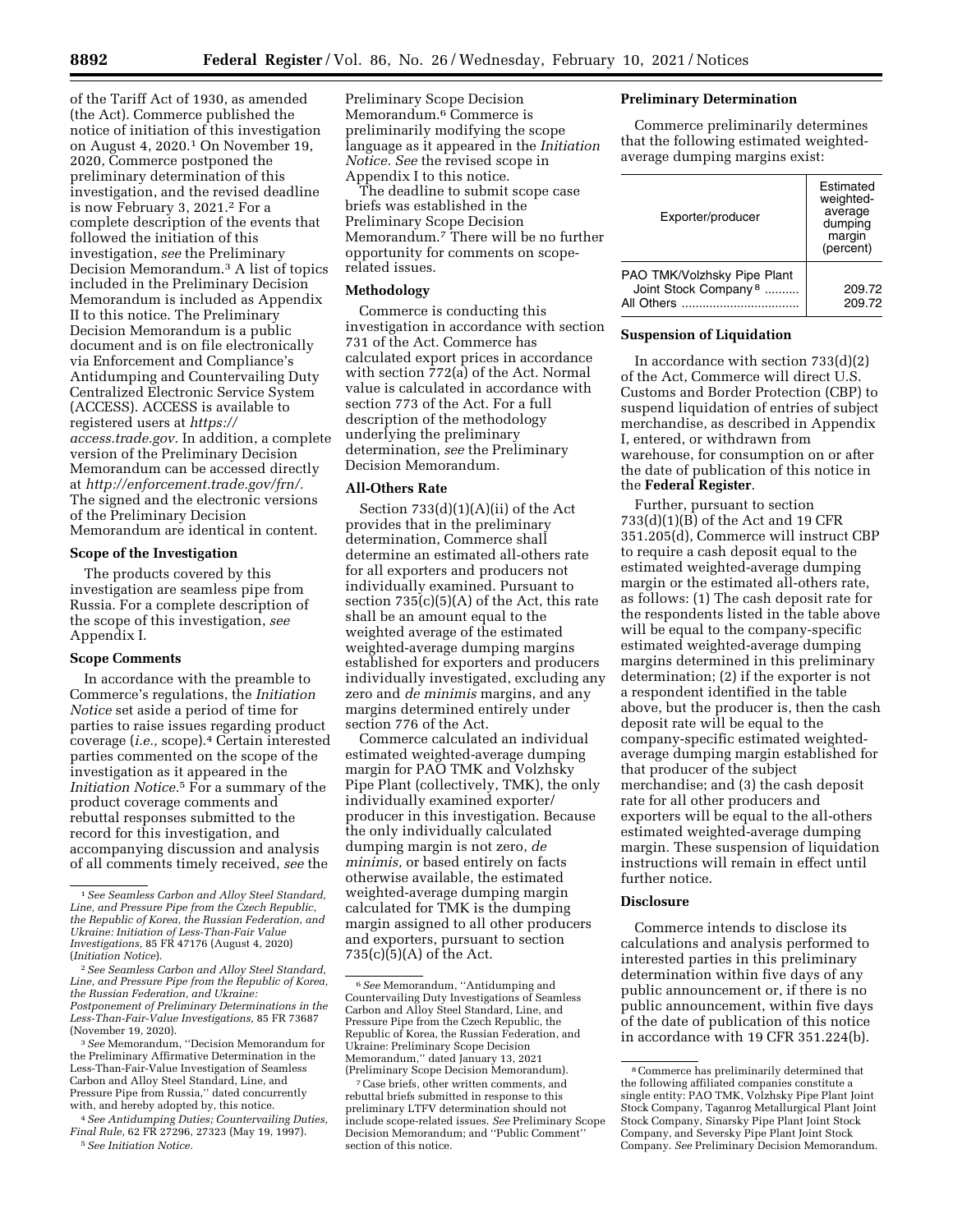of the Tariff Act of 1930, as amended (the Act). Commerce published the notice of initiation of this investigation on August 4, 2020.[1] On November 19, 2020, Commerce postponed the preliminary determination of this investigation, and the revised deadline is now February 3, 2021.[2] For a complete description of the events that followed the initiation of this investigation, *see* the Preliminary Decision Memorandum.[3] A list of topics included in the Preliminary Decision Memorandum is included as Appendix II to this notice. The Preliminary Decision Memorandum is a public document and is on file electronically via Enforcement and Compliance's Antidumping and Countervailing Duty Centralized Electronic Service System (ACCESS). ACCESS is available to registered users at *https://access.trade.gov.* In addition, a complete version of the Preliminary Decision Memorandum can be accessed directly at *http://enforcement.trade.gov/frn/.* The signed and the electronic versions of the Preliminary Decision Memorandum are identical in content.

## Scope of the Investigation

The products covered by this investigation are seamless pipe from Russia. For a complete description of the scope of this investigation, *see* Appendix I.

## Scope Comments

In accordance with the preamble to Commerce's regulations, the *Initiation Notice* set aside a period of time for parties to raise issues regarding product coverage (*i.e.,* scope).[4] Certain interested parties commented on the scope of the investigation as it appeared in the *Initiation Notice.*[5] For a summary of the product coverage comments and rebuttal responses submitted to the record for this investigation, and accompanying discussion and analysis of all comments timely received, *see* the Preliminary Scope Decision Memorandum.[6] Commerce is preliminarily modifying the scope language as it appeared in the *Initiation Notice. See* the revised scope in Appendix I to this notice.

The deadline to submit scope case briefs was established in the Preliminary Scope Decision Memorandum.[7] There will be no further opportunity for comments on scope-related issues.

## Methodology

Commerce is conducting this investigation in accordance with section 731 of the Act. Commerce has calculated export prices in accordance with section 772(a) of the Act. Normal value is calculated in accordance with section 773 of the Act. For a full description of the methodology underlying the preliminary determination, *see* the Preliminary Decision Memorandum.

## All-Others Rate

Section 733(d)(1)(A)(ii) of the Act provides that in the preliminary determination, Commerce shall determine an estimated all-others rate for all exporters and producers not individually examined. Pursuant to section 735(c)(5)(A) of the Act, this rate shall be an amount equal to the weighted average of the estimated weighted-average dumping margins established for exporters and producers individually investigated, excluding any zero and *de minimis* margins, and any margins determined entirely under section 776 of the Act.

Commerce calculated an individual estimated weighted-average dumping margin for PAO TMK and Volzhsky Pipe Plant (collectively, TMK), the only individually examined exporter/producer in this investigation. Because the only individually calculated dumping margin is not zero, *de minimis,* or based entirely on facts otherwise available, the estimated weighted-average dumping margin calculated for TMK is the dumping margin assigned to all other producers and exporters, pursuant to section 735(c)(5)(A) of the Act.

## Preliminary Determination

Commerce preliminarily determines that the following estimated weighted-average dumping margins exist:

| Exporter/producer | Estimated weighted-average dumping margin (percent) |
|---|---|
| PAO TMK/Volzhsky Pipe Plant Joint Stock Company [8] | 209.72 |
| All Others | 209.72 |

## Suspension of Liquidation

In accordance with section 733(d)(2) of the Act, Commerce will direct U.S. Customs and Border Protection (CBP) to suspend liquidation of entries of subject merchandise, as described in Appendix I, entered, or withdrawn from warehouse, for consumption on or after the date of publication of this notice in the **Federal Register**.

Further, pursuant to section 733(d)(1)(B) of the Act and 19 CFR 351.205(d), Commerce will instruct CBP to require a cash deposit equal to the estimated weighted-average dumping margin or the estimated all-others rate, as follows: (1) The cash deposit rate for the respondents listed in the table above will be equal to the company-specific estimated weighted-average dumping margins determined in this preliminary determination; (2) if the exporter is not a respondent identified in the table above, but the producer is, then the cash deposit rate will be equal to the company-specific estimated weighted-average dumping margin established for that producer of the subject merchandise; and (3) the cash deposit rate for all other producers and exporters will be equal to the all-others estimated weighted-average dumping margin. These suspension of liquidation instructions will remain in effect until further notice.

## Disclosure

Commerce intends to disclose its calculations and analysis performed to interested parties in this preliminary determination within five days of any public announcement or, if there is no public announcement, within five days of the date of publication of this notice in accordance with 19 CFR 351.224(b).

---

[1] *See Seamless Carbon and Alloy Steel Standard, Line, and Pressure Pipe from the Czech Republic, the Republic of Korea, the Russian Federation, and Ukraine: Initiation of Less-Than-Fair Value Investigations,* 85 FR 47176 (August 4, 2020) (*Initiation Notice*).

[2] *See Seamless Carbon and Alloy Steel Standard, Line, and Pressure Pipe from the Republic of Korea, the Russian Federation, and Ukraine: Postponement of Preliminary Determinations in the Less-Than-Fair-Value Investigations,* 85 FR 73687 (November 19, 2020).

[3] *See* Memorandum, "Decision Memorandum for the Preliminary Affirmative Determination in the Less-Than-Fair-Value Investigation of Seamless Carbon and Alloy Steel Standard, Line, and Pressure Pipe from Russia," dated concurrently with, and hereby adopted by, this notice.

[4] *See Antidumping Duties; Countervailing Duties, Final Rule,* 62 FR 27296, 27323 (May 19, 1997).

[5] *See Initiation Notice.*

[6] *See* Memorandum, "Antidumping and Countervailing Duty Investigations of Seamless Carbon and Alloy Steel Standard, Line, and Pressure Pipe from the Czech Republic, the Republic of Korea, the Russian Federation, and Ukraine: Preliminary Scope Decision Memorandum," dated January 13, 2021 (Preliminary Scope Decision Memorandum).

[7] Case briefs, other written comments, and rebuttal briefs submitted in response to this preliminary LTFV determination should not include scope-related issues. *See* Preliminary Scope Decision Memorandum; and "Public Comment" section of this notice.

[8] Commerce has preliminarily determined that the following affiliated companies constitute a single entity: PAO TMK, Volzhsky Pipe Plant Joint Stock Company, Taganrog Metallurgical Plant Joint Stock Company, Sinarsky Pipe Plant Joint Stock Company, and Seversky Pipe Plant Joint Stock Company. *See* Preliminary Decision Memorandum.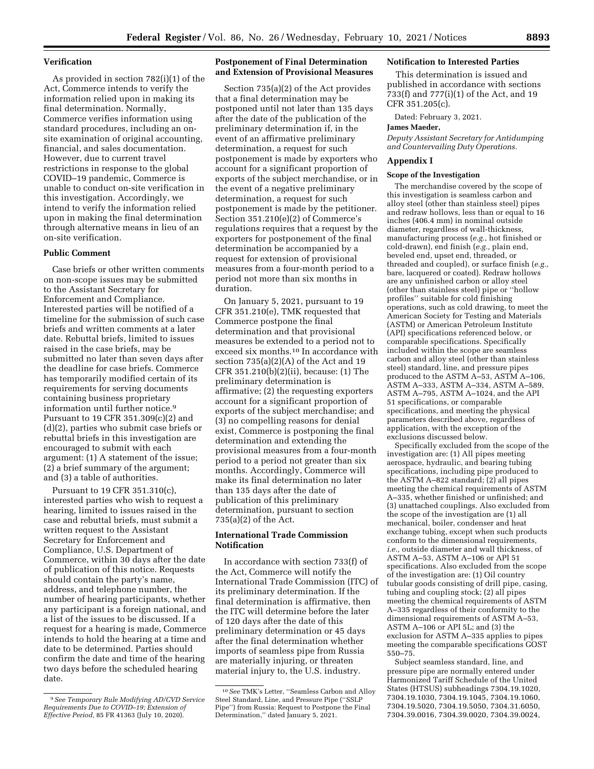### Verification

As provided in section 782(i)(1) of the Act, Commerce intends to verify the information relied upon in making its final determination. Normally, Commerce verifies information using standard procedures, including an on-site examination of original accounting, financial, and sales documentation. However, due to current travel restrictions in response to the global COVID–19 pandemic, Commerce is unable to conduct on-site verification in this investigation. Accordingly, we intend to verify the information relied upon in making the final determination through alternative means in lieu of an on-site verification.

### Public Comment

Case briefs or other written comments on non-scope issues may be submitted to the Assistant Secretary for Enforcement and Compliance. Interested parties will be notified of a timeline for the submission of such case briefs and written comments at a later date. Rebuttal briefs, limited to issues raised in the case briefs, may be submitted no later than seven days after the deadline for case briefs. Commerce has temporarily modified certain of its requirements for serving documents containing business proprietary information until further notice.[9] Pursuant to 19 CFR 351.309(c)(2) and (d)(2), parties who submit case briefs or rebuttal briefs in this investigation are encouraged to submit with each argument: (1) A statement of the issue; (2) a brief summary of the argument; and (3) a table of authorities.

Pursuant to 19 CFR 351.310(c), interested parties who wish to request a hearing, limited to issues raised in the case and rebuttal briefs, must submit a written request to the Assistant Secretary for Enforcement and Compliance, U.S. Department of Commerce, within 30 days after the date of publication of this notice. Requests should contain the party's name, address, and telephone number, the number of hearing participants, whether any participant is a foreign national, and a list of the issues to be discussed. If a request for a hearing is made, Commerce intends to hold the hearing at a time and date to be determined. Parties should confirm the date and time of the hearing two days before the scheduled hearing date.

### Postponement of Final Determination and Extension of Provisional Measures

Section 735(a)(2) of the Act provides that a final determination may be postponed until not later than 135 days after the date of the publication of the preliminary determination if, in the event of an affirmative preliminary determination, a request for such postponement is made by exporters who account for a significant proportion of exports of the subject merchandise, or in the event of a negative preliminary determination, a request for such postponement is made by the petitioner. Section 351.210(e)(2) of Commerce's regulations requires that a request by the exporters for postponement of the final determination be accompanied by a request for extension of provisional measures from a four-month period to a period not more than six months in duration.

On January 5, 2021, pursuant to 19 CFR 351.210(e), TMK requested that Commerce postpone the final determination and that provisional measures be extended to a period not to exceed six months.[10] In accordance with section 735(a)(2)(A) of the Act and 19 CFR 351.210(b)(2)(ii), because: (1) The preliminary determination is affirmative; (2) the requesting exporters account for a significant proportion of exports of the subject merchandise; and (3) no compelling reasons for denial exist, Commerce is postponing the final determination and extending the provisional measures from a four-month period to a period not greater than six months. Accordingly, Commerce will make its final determination no later than 135 days after the date of publication of this preliminary determination, pursuant to section 735(a)(2) of the Act.

### International Trade Commission Notification

In accordance with section 733(f) of the Act, Commerce will notify the International Trade Commission (ITC) of its preliminary determination. If the final determination is affirmative, then the ITC will determine before the later of 120 days after the date of this preliminary determination or 45 days after the final determination whether imports of seamless pipe from Russia are materially injuring, or threaten material injury to, the U.S. industry.

### Notification to Interested Parties

This determination is issued and published in accordance with sections 733(f) and 777(i)(1) of the Act, and 19 CFR 351.205(c).

Dated: February 3, 2021.

**James Maeder,**

*Deputy Assistant Secretary for Antidumping and Countervailing Duty Operations.*

## Appendix I

### Scope of the Investigation

The merchandise covered by the scope of this investigation is seamless carbon and alloy steel (other than stainless steel) pipes and redraw hollows, less than or equal to 16 inches (406.4 mm) in nominal outside diameter, regardless of wall-thickness, manufacturing process (*e.g.,* hot finished or cold-drawn), end finish (*e.g.,* plain end, beveled end, upset end, threaded, or threaded and coupled), or surface finish (*e.g.,* bare, lacquered or coated). Redraw hollows are any unfinished carbon or alloy steel (other than stainless steel) pipe or "hollow profiles" suitable for cold finishing operations, such as cold drawing, to meet the American Society for Testing and Materials (ASTM) or American Petroleum Institute (API) specifications referenced below, or comparable specifications. Specifically included within the scope are seamless carbon and alloy steel (other than stainless steel) standard, line, and pressure pipes produced to the ASTM A–53, ASTM A–106, ASTM A–333, ASTM A–334, ASTM A–589, ASTM A–795, ASTM A–1024, and the API 51 specifications, or comparable specifications, and meeting the physical parameters described above, regardless of application, with the exception of the exclusions discussed below.

Specifically excluded from the scope of the investigation are: (1) All pipes meeting aerospace, hydraulic, and bearing tubing specifications, including pipe produced to the ASTM A–822 standard; (2) all pipes meeting the chemical requirements of ASTM A–335, whether finished or unfinished; and (3) unattached couplings. Also excluded from the scope of the investigation are (1) all mechanical, boiler, condenser and heat exchange tubing, except when such products conform to the dimensional requirements, *i.e.,* outside diameter and wall thickness, of ASTM A–53, ASTM A–106 or API 51 specifications. Also excluded from the scope of the investigation are: (1) Oil country tubular goods consisting of drill pipe, casing, tubing and coupling stock; (2) all pipes meeting the chemical requirements of ASTM A–335 regardless of their conformity to the dimensional requirements of ASTM A–53, ASTM A–106 or API 5L; and (3) the exclusion for ASTM A–335 applies to pipes meeting the comparable specifications GOST 550–75.

Subject seamless standard, line, and pressure pipe are normally entered under Harmonized Tariff Schedule of the United States (HTSUS) subheadings 7304.19.1020, 7304.19.1030, 7304.19.1045, 7304.19.1060, 7304.19.5020, 7304.19.5050, 7304.31.6050, 7304.39.0016, 7304.39.0020, 7304.39.0024,

---

[9] *See Temporary Rule Modifying AD/CVD Service Requirements Due to COVID–19; Extension of Effective Period,* 85 FR 41363 (July 10, 2020).

[10] *See* TMK's Letter, "Seamless Carbon and Alloy Steel Standard, Line, and Pressure Pipe ("SSLP Pipe") from Russia: Request to Postpone the Final Determination," dated January 5, 2021.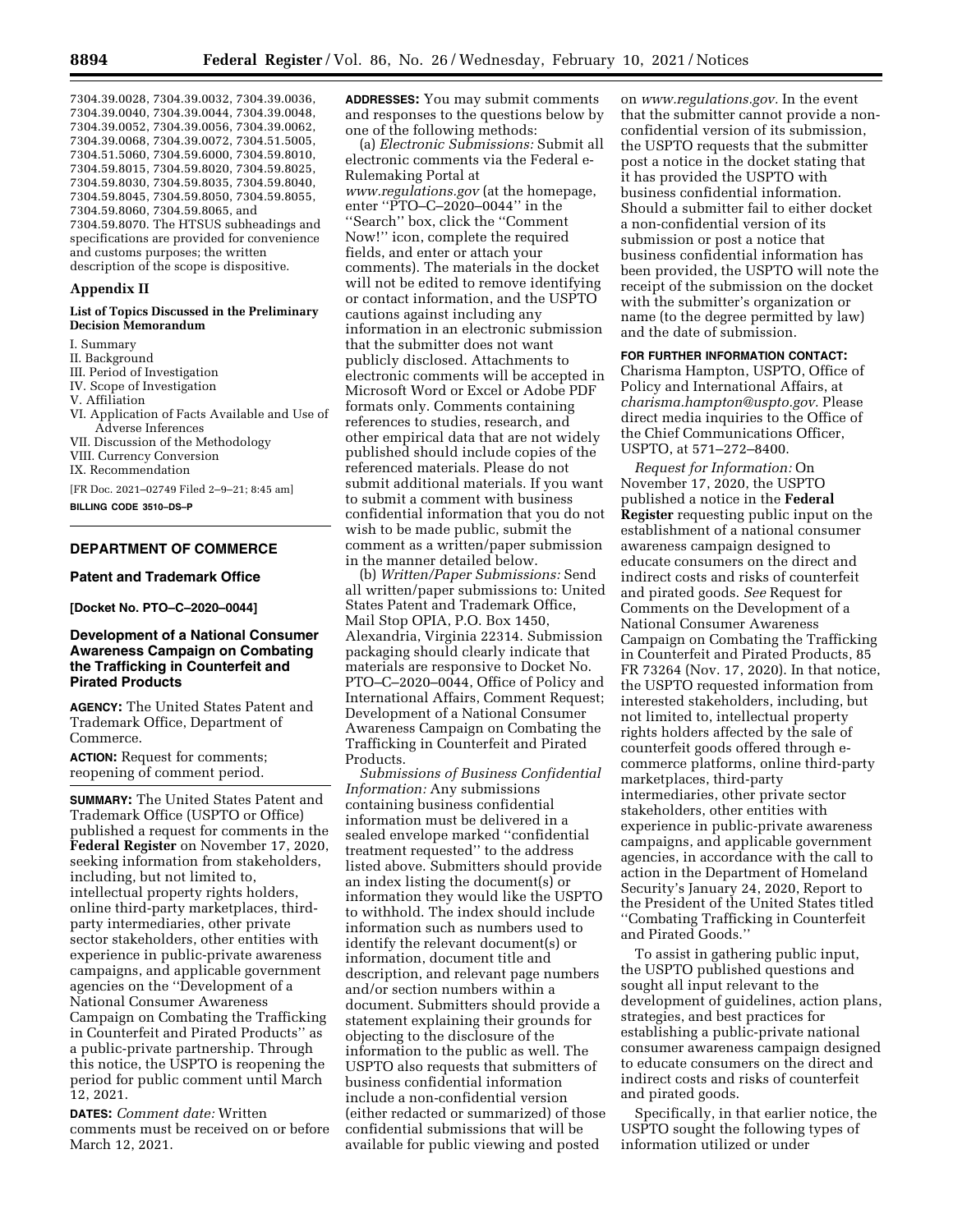7304.39.0028, 7304.39.0032, 7304.39.0036, 7304.39.0040, 7304.39.0044, 7304.39.0048, 7304.39.0052, 7304.39.0056, 7304.39.0062, 7304.39.0068, 7304.39.0072, 7304.51.5005, 7304.51.5060, 7304.59.6000, 7304.59.8010, 7304.59.8015, 7304.59.8020, 7304.59.8025, 7304.59.8030, 7304.59.8035, 7304.59.8040, 7304.59.8045, 7304.59.8050, 7304.59.8055, 7304.59.8060, 7304.59.8065, and 7304.59.8070. The HTSUS subheadings and specifications are provided for convenience and customs purposes; the written description of the scope is dispositive.

## Appendix II

### List of Topics Discussed in the Preliminary Decision Memorandum

I. Summary
II. Background
III. Period of Investigation
IV. Scope of Investigation
V. Affiliation
VI. Application of Facts Available and Use of Adverse Inferences
VII. Discussion of the Methodology
VIII. Currency Conversion
IX. Recommendation

[FR Doc. 2021–02749 Filed 2–9–21; 8:45 am]

**BILLING CODE 3510–DS–P**

---

## DEPARTMENT OF COMMERCE

### Patent and Trademark Office

**[Docket No. PTO–C–2020–0044]**

### Development of a National Consumer Awareness Campaign on Combating the Trafficking in Counterfeit and Pirated Products

**AGENCY:** The United States Patent and Trademark Office, Department of Commerce.

**ACTION:** Request for comments; reopening of comment period.

**SUMMARY:** The United States Patent and Trademark Office (USPTO or Office) published a request for comments in the **Federal Register** on November 17, 2020, seeking information from stakeholders, including, but not limited to, intellectual property rights holders, online third-party marketplaces, third-party intermediaries, other private sector stakeholders, other entities with experience in public-private awareness campaigns, and applicable government agencies on the ''Development of a National Consumer Awareness Campaign on Combating the Trafficking in Counterfeit and Pirated Products'' as a public-private partnership. Through this notice, the USPTO is reopening the period for public comment until March 12, 2021.

**DATES:** *Comment date:* Written comments must be received on or before March 12, 2021.

**ADDRESSES:** You may submit comments and responses to the questions below by one of the following methods:

(a) *Electronic Submissions:* Submit all electronic comments via the Federal e-Rulemaking Portal at *www.regulations.gov* (at the homepage, enter ''PTO–C–2020–0044'' in the ''Search'' box, click the ''Comment Now!'' icon, complete the required fields, and enter or attach your comments). The materials in the docket will not be edited to remove identifying or contact information, and the USPTO cautions against including any information in an electronic submission that the submitter does not want publicly disclosed. Attachments to electronic comments will be accepted in Microsoft Word or Excel or Adobe PDF formats only. Comments containing references to studies, research, and other empirical data that are not widely published should include copies of the referenced materials. Please do not submit additional materials. If you want to submit a comment with business confidential information that you do not wish to be made public, submit the comment as a written/paper submission in the manner detailed below.

(b) *Written/Paper Submissions:* Send all written/paper submissions to: United States Patent and Trademark Office, Mail Stop OPIA, P.O. Box 1450, Alexandria, Virginia 22314. Submission packaging should clearly indicate that materials are responsive to Docket No. PTO–C–2020–0044, Office of Policy and International Affairs, Comment Request; Development of a National Consumer Awareness Campaign on Combating the Trafficking in Counterfeit and Pirated Products.

*Submissions of Business Confidential Information:* Any submissions containing business confidential information must be delivered in a sealed envelope marked ''confidential treatment requested'' to the address listed above. Submitters should provide an index listing the document(s) or information they would like the USPTO to withhold. The index should include information such as numbers used to identify the relevant document(s) or information, document title and description, and relevant page numbers and/or section numbers within a document. Submitters should provide a statement explaining their grounds for objecting to the disclosure of the information to the public as well. The USPTO also requests that submitters of business confidential information include a non-confidential version (either redacted or summarized) of those confidential submissions that will be available for public viewing and posted on *www.regulations.gov.* In the event that the submitter cannot provide a non-confidential version of its submission, the USPTO requests that the submitter post a notice in the docket stating that it has provided the USPTO with business confidential information. Should a submitter fail to either docket a non-confidential version of its submission or post a notice that business confidential information has been provided, the USPTO will note the receipt of the submission on the docket with the submitter's organization or name (to the degree permitted by law) and the date of submission.

**FOR FURTHER INFORMATION CONTACT:** Charisma Hampton, USPTO, Office of Policy and International Affairs, at *charisma.hampton@uspto.gov.* Please direct media inquiries to the Office of the Chief Communications Officer, USPTO, at 571–272–8400.

*Request for Information:* On November 17, 2020, the USPTO published a notice in the **Federal Register** requesting public input on the establishment of a national consumer awareness campaign designed to educate consumers on the direct and indirect costs and risks of counterfeit and pirated goods. *See* Request for Comments on the Development of a National Consumer Awareness Campaign on Combating the Trafficking in Counterfeit and Pirated Products, 85 FR 73264 (Nov. 17, 2020). In that notice, the USPTO requested information from interested stakeholders, including, but not limited to, intellectual property rights holders affected by the sale of counterfeit goods offered through e-commerce platforms, online third-party marketplaces, third-party intermediaries, other private sector stakeholders, other entities with experience in public-private awareness campaigns, and applicable government agencies, in accordance with the call to action in the Department of Homeland Security's January 24, 2020, Report to the President of the United States titled ''Combating Trafficking in Counterfeit and Pirated Goods.''

To assist in gathering public input, the USPTO published questions and sought all input relevant to the development of guidelines, action plans, strategies, and best practices for establishing a public-private national consumer awareness campaign designed to educate consumers on the direct and indirect costs and risks of counterfeit and pirated goods.

Specifically, in that earlier notice, the USPTO sought the following types of information utilized or under